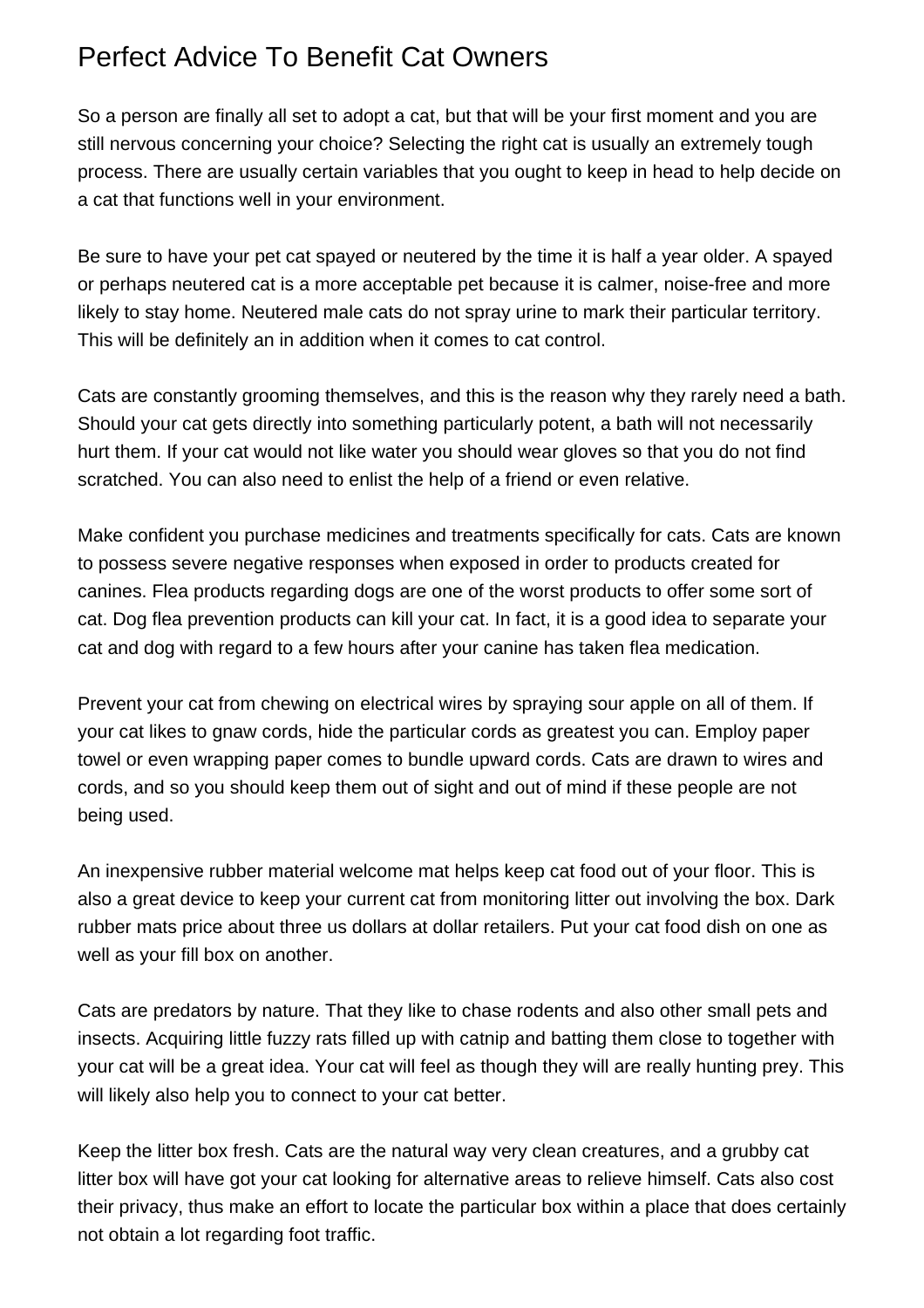# Perfect Advice To Benefit Cat Owners

So a person are finally all set to adopt a cat, but that will be your first moment and you are still nervous concerning your choice? Selecting the right cat is usually an extremely tough process. There are usually certain variables that you ought to keep in head to help decide on a cat that functions well in your environment.

Be sure to have your pet cat spayed or neutered by the time it is half a year older. A spayed or perhaps neutered cat is a more acceptable pet because it is calmer, noise-free and more likely to stay home. Neutered male cats do not spray urine to mark their particular territory. This will be definitely an in addition when it comes to cat control.

Cats are constantly grooming themselves, and this is the reason why they rarely need a bath. Should your cat gets directly into something particularly potent, a bath will not necessarily hurt them. If your cat would not like water you should wear gloves so that you do not find scratched. You can also need to enlist the help of a friend or even relative.

Make confident you purchase medicines and treatments specifically for cats. Cats are known to possess severe negative responses when exposed in order to products created for canines. Flea products regarding dogs are one of the worst products to offer some sort of cat. Dog flea prevention products can kill your cat. In fact, it is a good idea to separate your cat and dog with regard to a few hours after your canine has taken flea medication.

Prevent your cat from chewing on electrical wires by spraying sour apple on all of them. If your cat likes to gnaw cords, hide the particular cords as greatest you can. Employ paper towel or even wrapping paper comes to bundle upward cords. Cats are drawn to wires and cords, and so you should keep them out of sight and out of mind if these people are not being used.

An inexpensive rubber material welcome mat helps keep cat food out of your floor. This is also a great device to keep your current cat from monitoring litter out involving the box. Dark rubber mats price about three us dollars at dollar retailers. Put your cat food dish on one as well as your fill box on another.

Cats are predators by nature. That they like to chase rodents and also other small pets and insects. Acquiring little fuzzy rats filled up with catnip and batting them close to together with your cat will be a great idea. Your cat will feel as though they will are really hunting prey. This will likely also help you to connect to your cat better.

Keep the litter box fresh. Cats are the natural way very clean creatures, and a grubby cat litter box will have got your cat looking for alternative areas to relieve himself. Cats also cost their privacy, thus make an effort to locate the particular box within a place that does certainly not obtain a lot regarding foot traffic.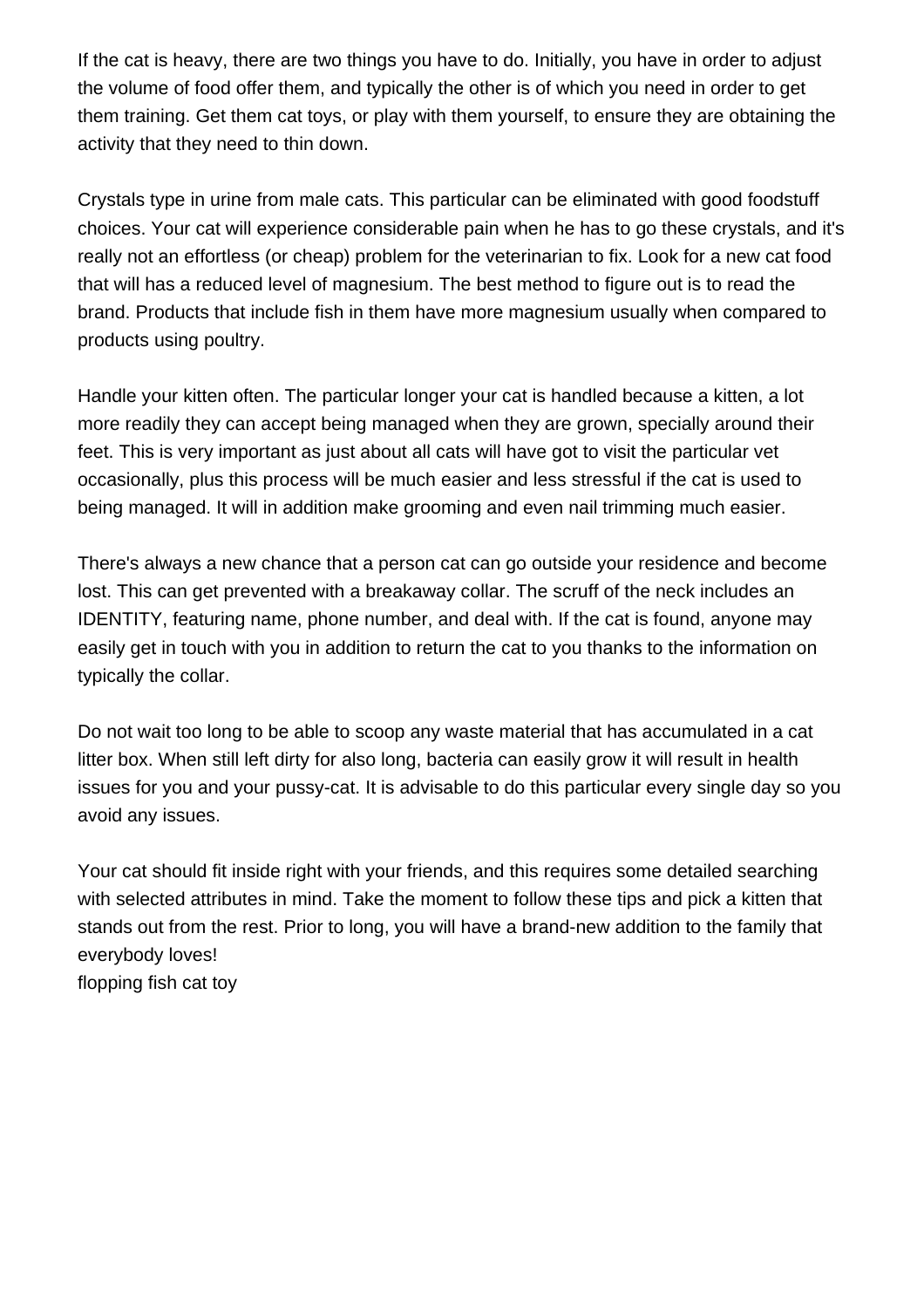If the cat is heavy, there are two things you have to do. Initially, you have in order to adjust the volume of food offer them, and typically the other is of which you need in order to get them training. Get them cat toys, or play with them yourself, to ensure they are obtaining the activity that they need to thin down.

Crystals type in urine from male cats. This particular can be eliminated with good foodstuff choices. Your cat will experience considerable pain when he has to go these crystals, and it's really not an effortless (or cheap) problem for the veterinarian to fix. Look for a new cat food that will has a reduced level of magnesium. The best method to figure out is to read the brand. Products that include fish in them have more magnesium usually when compared to products using poultry.

Handle your kitten often. The particular longer your cat is handled because a kitten, a lot more readily they can accept being managed when they are grown, specially around their feet. This is very important as just about all cats will have got to visit the particular vet occasionally, plus this process will be much easier and less stressful if the cat is used to being managed. It will in addition make grooming and even nail trimming much easier.

There's always a new chance that a person cat can go outside your residence and become lost. This can get prevented with a breakaway collar. The scruff of the neck includes an IDENTITY, featuring name, phone number, and deal with. If the cat is found, anyone may easily get in touch with you in addition to return the cat to you thanks to the information on typically the collar.

Do not wait too long to be able to scoop any waste material that has accumulated in a cat litter box. When still left dirty for also long, bacteria can easily grow it will result in health issues for you and your pussy-cat. It is advisable to do this particular every single day so you avoid any issues.

Your cat should fit inside right with your friends, and this requires some detailed searching with selected attributes in mind. Take the moment to follow these tips and pick a kitten that stands out from the rest. Prior to long, you will have a brand-new addition to the family that everybody loves!
flopping fish cat toy